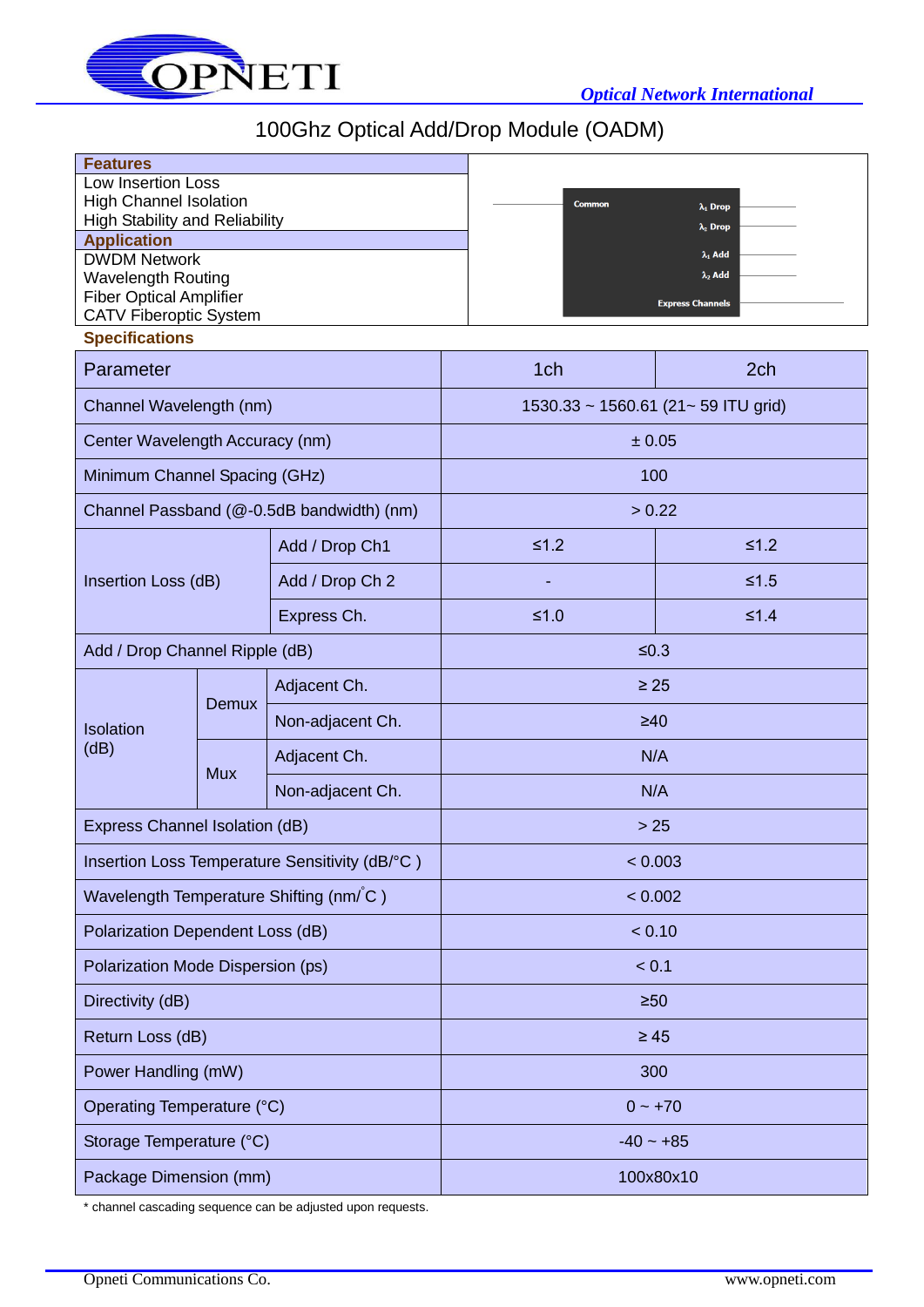# 100Ghz Optical Add/Drop Module (OADM)

**Features**

Low Insertion Loss
High Channel Isolation
High Stability and Reliability

**Application**

DWDM Network
Wavelength Routing
Fiber Optical Amplifier
CATV Fiberoptic System

**Specifications**

| Parameter | | | 1ch | 2ch |
|---|---|---|---|---|
| Channel Wavelength (nm) | | | 1530.33 ~ 1560.61 (21~ 59 ITU grid) | |
| Center Wavelength Accuracy (nm) | | | ± 0.05 | |
| Minimum Channel Spacing (GHz) | | | 100 | |
| Channel Passband (@-0.5dB bandwidth) (nm) | | | > 0.22 | |
| Insertion Loss (dB) | Add / Drop Ch1 | | ≤1.2 | ≤1.2 |
| | Add / Drop Ch 2 | | - | ≤1.5 |
| | Express Ch. | | ≤1.0 | ≤1.4 |
| Add / Drop Channel Ripple (dB) | | | ≤0.3 | |
| Isolation (dB) | Demux | Adjacent Ch. | ≥ 25 | |
| | | Non-adjacent Ch. | ≥40 | |
| | Mux | Adjacent Ch. | N/A | |
| | | Non-adjacent Ch. | N/A | |
| Express Channel Isolation (dB) | | | > 25 | |
| Insertion Loss Temperature Sensitivity (dB/°C ) | | | < 0.003 | |
| Wavelength Temperature Shifting (nm/°C ) | | | < 0.002 | |
| Polarization Dependent Loss (dB) | | | < 0.10 | |
| Polarization Mode Dispersion (ps) | | | < 0.1 | |
| Directivity (dB) | | | ≥50 | |
| Return Loss (dB) | | | ≥ 45 | |
| Power Handling (mW) | | | 300 | |
| Operating Temperature (°C) | | | 0 ~ +70 | |
| Storage Temperature (°C) | | | -40 ~ +85 | |
| Package Dimension (mm) | | | 100x80x10 | |

\* channel cascading sequence can be adjusted upon requests.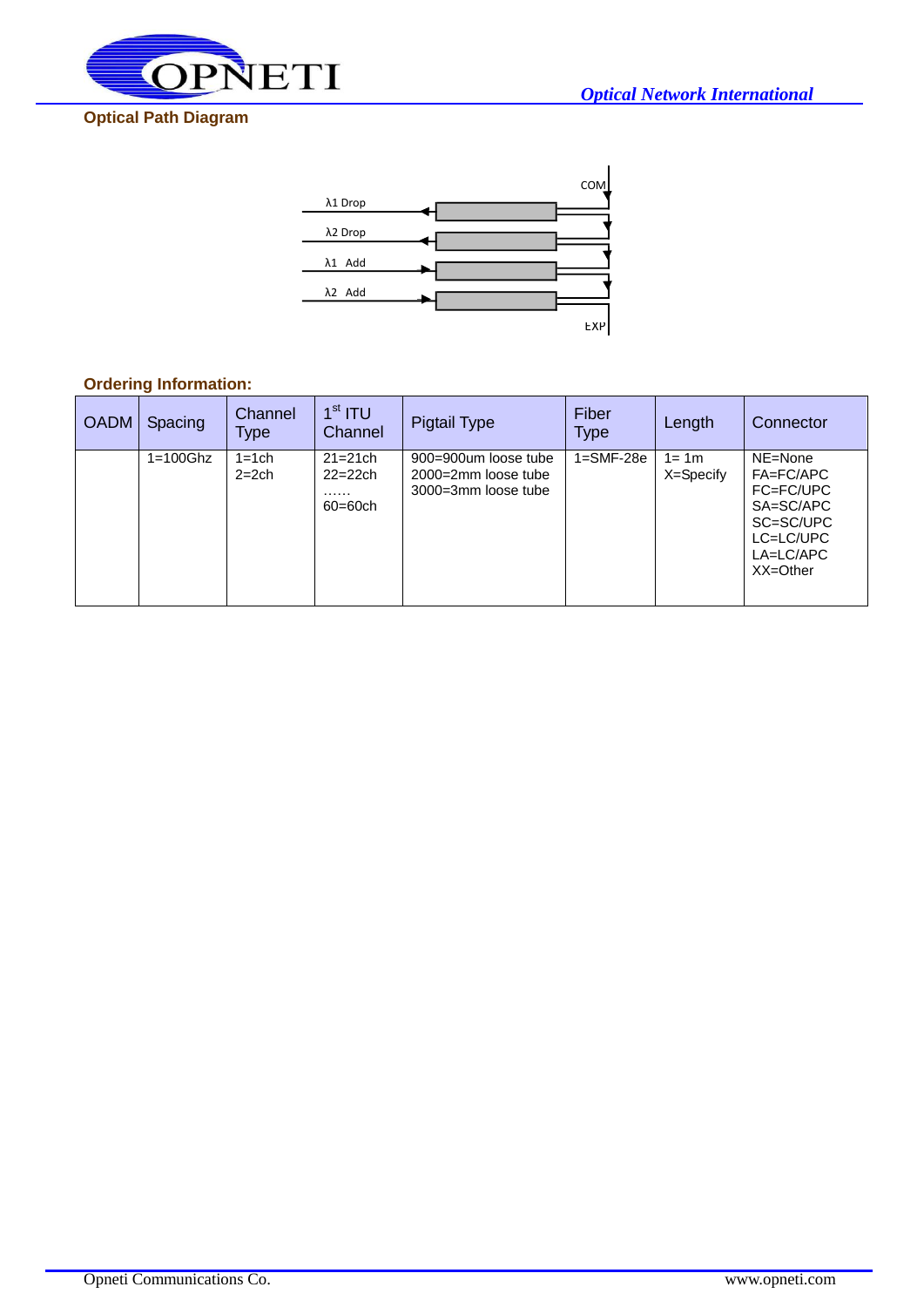## Optical Path Diagram

λ1 Drop

λ2 Drop

λ1 Add

λ2 Add

COM

EXP

## Ordering Information:

| OADM | Spacing | Channel Type | 1st ITU Channel | Pigtail Type | Fiber Type | Length | Connector |
|---|---|---|---|---|---|---|---|
| | 1=100Ghz | 1=1ch<br>2=2ch | 21=21ch<br>22=22ch<br>……<br>60=60ch | 900=900um loose tube<br>2000=2mm loose tube<br>3000=3mm loose tube | 1=SMF-28e | 1= 1m<br>X=Specify | NE=None<br>FA=FC/APC<br>FC=FC/UPC<br>SA=SC/APC<br>SC=SC/UPC<br>LC=LC/UPC<br>LA=LC/APC<br>XX=Other |